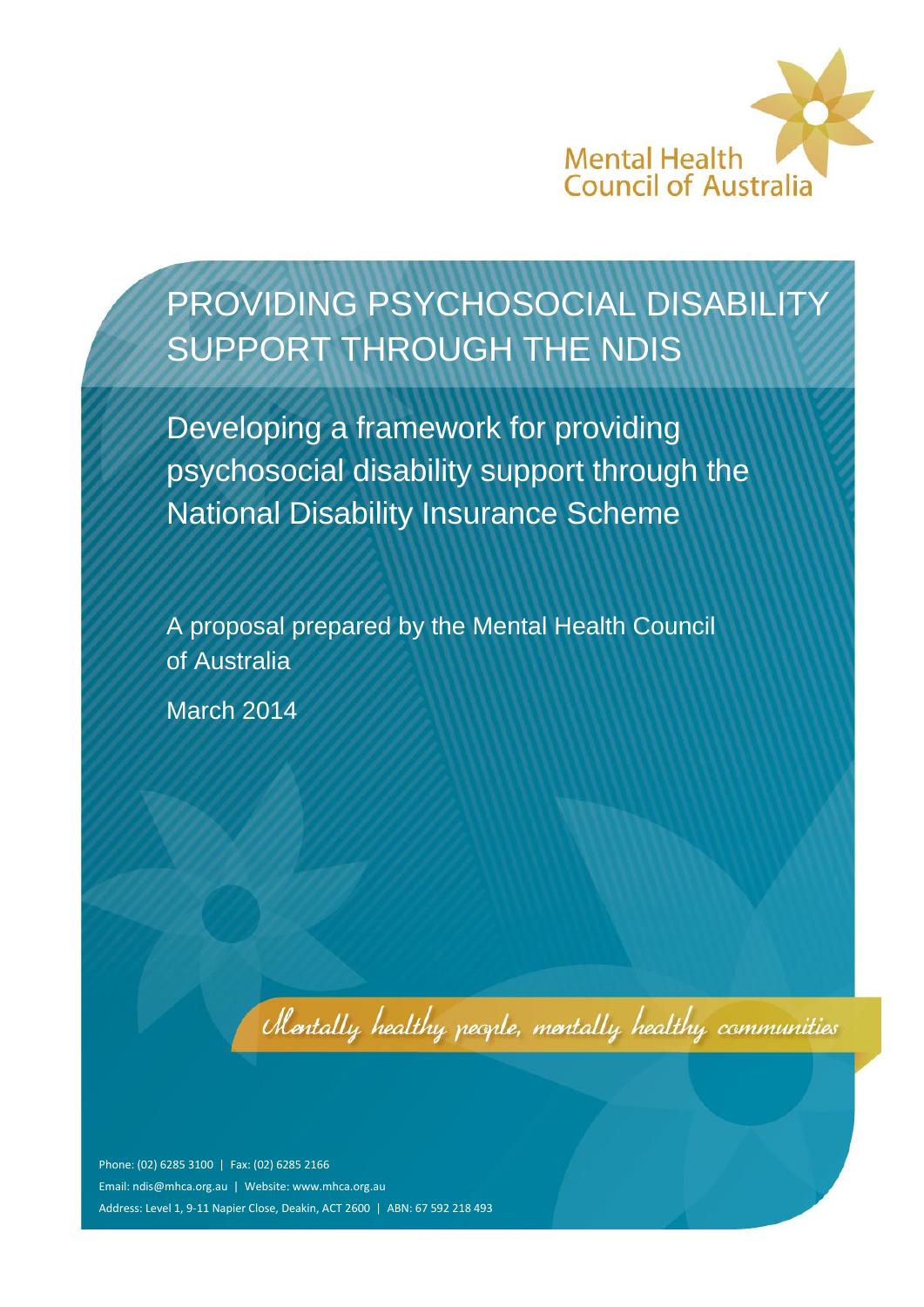Mental Health Council of Australia

# PROVIDING PSYCHOSOCIAL DISABILITY SUPPORT THROUGH THE NDIS

## Developing a framework for providing psychosocial disability support through the National Disability Insurance Scheme

A proposal prepared by the Mental Health Council of Australia

March 2014

*Mentally healthy people, mentally healthy communities*

Phone: (02) 6285 3100 | Fax: (02) 6285 2166

Email: ndis@mhca.org.au | Website: www.mhca.org.au

Address: Level 1, 9-11 Napier Close, Deakin, ACT 2600 | ABN: 67 592 218 493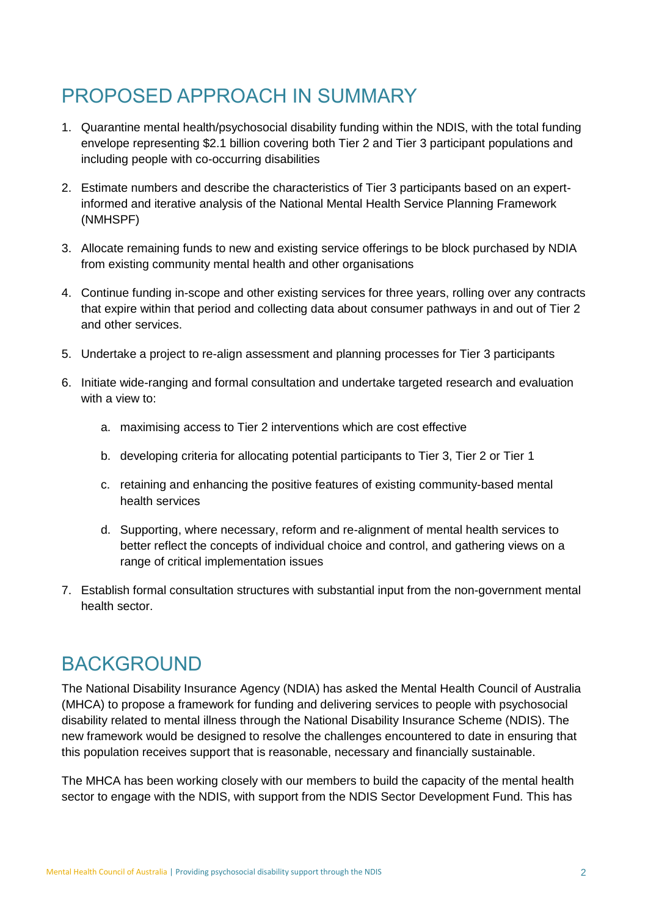## PROPOSED APPROACH IN SUMMARY

1. Quarantine mental health/psychosocial disability funding within the NDIS, with the total funding envelope representing $2.1 billion covering both Tier 2 and Tier 3 participant populations and including people with co-occurring disabilities
2. Estimate numbers and describe the characteristics of Tier 3 participants based on an expert-informed and iterative analysis of the National Mental Health Service Planning Framework (NMHSPF)
3. Allocate remaining funds to new and existing service offerings to be block purchased by NDIA from existing community mental health and other organisations
4. Continue funding in-scope and other existing services for three years, rolling over any contracts that expire within that period and collecting data about consumer pathways in and out of Tier 2 and other services.
5. Undertake a project to re-align assessment and planning processes for Tier 3 participants
6. Initiate wide-ranging and formal consultation and undertake targeted research and evaluation with a view to:
    a. maximising access to Tier 2 interventions which are cost effective
    b. developing criteria for allocating potential participants to Tier 3, Tier 2 or Tier 1
    c. retaining and enhancing the positive features of existing community-based mental health services
    d. Supporting, where necessary, reform and re-alignment of mental health services to better reflect the concepts of individual choice and control, and gathering views on a range of critical implementation issues
7. Establish formal consultation structures with substantial input from the non-government mental health sector.

## BACKGROUND

The National Disability Insurance Agency (NDIA) has asked the Mental Health Council of Australia (MHCA) to propose a framework for funding and delivering services to people with psychosocial disability related to mental illness through the National Disability Insurance Scheme (NDIS). The new framework would be designed to resolve the challenges encountered to date in ensuring that this population receives support that is reasonable, necessary and financially sustainable.

The MHCA has been working closely with our members to build the capacity of the mental health sector to engage with the NDIS, with support from the NDIS Sector Development Fund. This has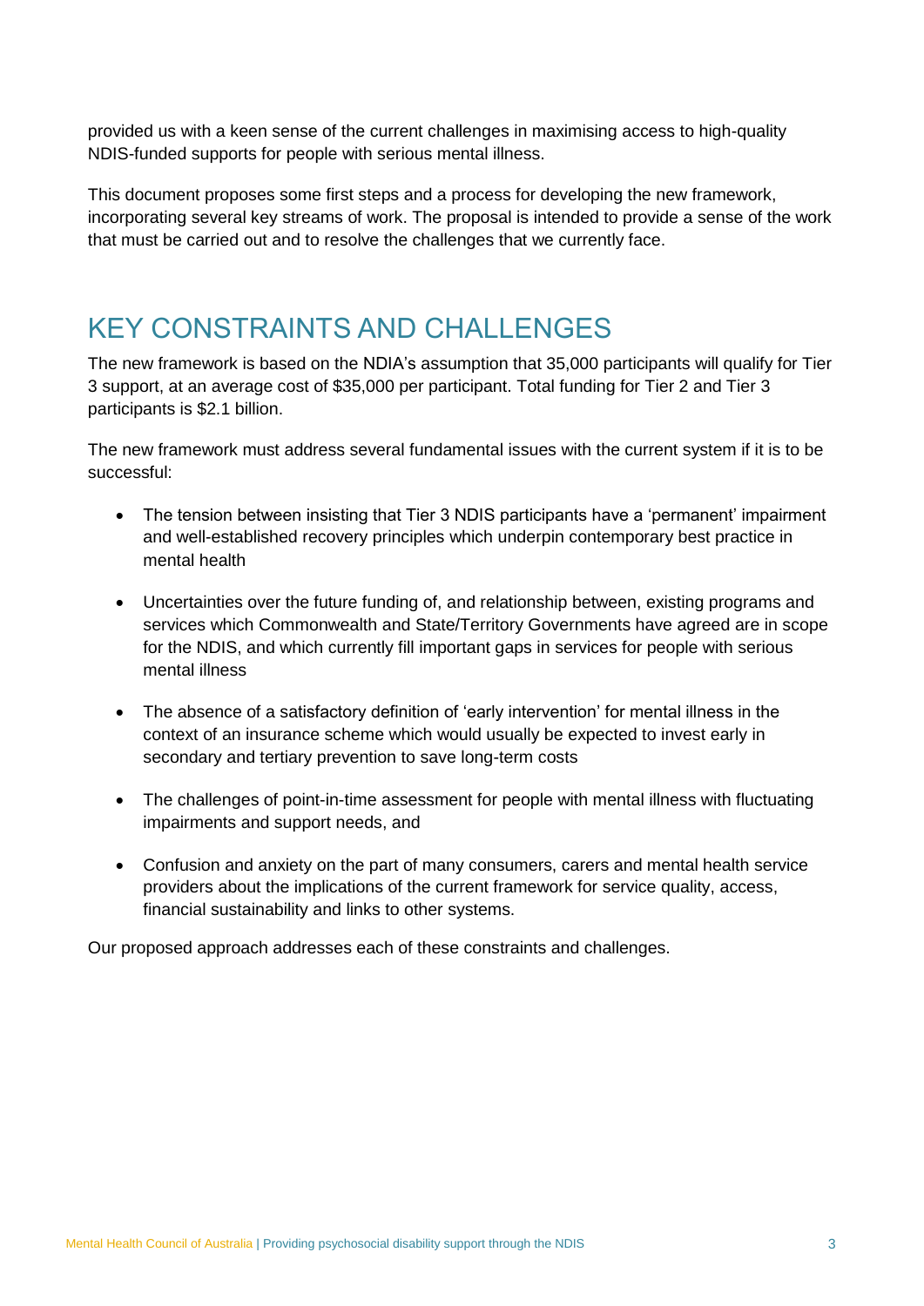provided us with a keen sense of the current challenges in maximising access to high-quality NDIS-funded supports for people with serious mental illness.

This document proposes some first steps and a process for developing the new framework, incorporating several key streams of work. The proposal is intended to provide a sense of the work that must be carried out and to resolve the challenges that we currently face.

## KEY CONSTRAINTS AND CHALLENGES

The new framework is based on the NDIA's assumption that 35,000 participants will qualify for Tier 3 support, at an average cost of $35,000 per participant. Total funding for Tier 2 and Tier 3 participants is $2.1 billion.

The new framework must address several fundamental issues with the current system if it is to be successful:

- The tension between insisting that Tier 3 NDIS participants have a 'permanent' impairment and well-established recovery principles which underpin contemporary best practice in mental health
- Uncertainties over the future funding of, and relationship between, existing programs and services which Commonwealth and State/Territory Governments have agreed are in scope for the NDIS, and which currently fill important gaps in services for people with serious mental illness
- The absence of a satisfactory definition of 'early intervention' for mental illness in the context of an insurance scheme which would usually be expected to invest early in secondary and tertiary prevention to save long-term costs
- The challenges of point-in-time assessment for people with mental illness with fluctuating impairments and support needs, and
- Confusion and anxiety on the part of many consumers, carers and mental health service providers about the implications of the current framework for service quality, access, financial sustainability and links to other systems.

Our proposed approach addresses each of these constraints and challenges.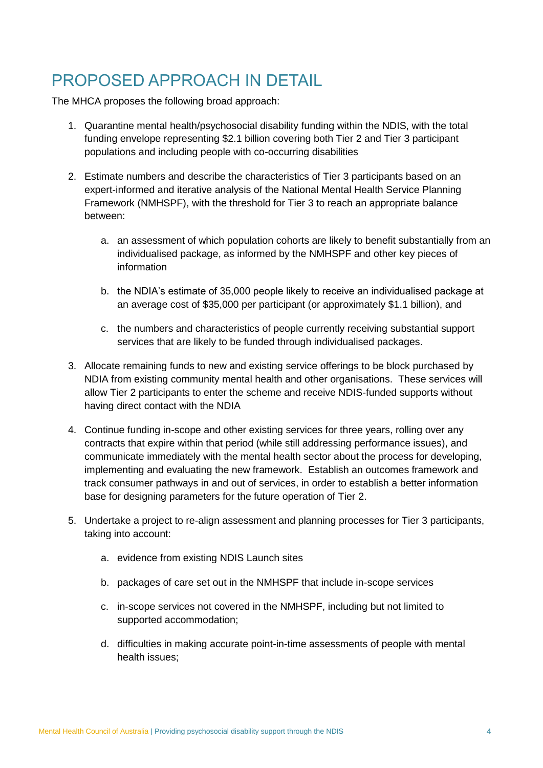# PROPOSED APPROACH IN DETAIL

The MHCA proposes the following broad approach:

1. Quarantine mental health/psychosocial disability funding within the NDIS, with the total funding envelope representing $2.1 billion covering both Tier 2 and Tier 3 participant populations and including people with co-occurring disabilities

2. Estimate numbers and describe the characteristics of Tier 3 participants based on an expert-informed and iterative analysis of the National Mental Health Service Planning Framework (NMHSPF), with the threshold for Tier 3 to reach an appropriate balance between:

    a. an assessment of which population cohorts are likely to benefit substantially from an individualised package, as informed by the NMHSPF and other key pieces of information

    b. the NDIA's estimate of 35,000 people likely to receive an individualised package at an average cost of $35,000 per participant (or approximately $1.1 billion), and

    c. the numbers and characteristics of people currently receiving substantial support services that are likely to be funded through individualised packages.

3. Allocate remaining funds to new and existing service offerings to be block purchased by NDIA from existing community mental health and other organisations. These services will allow Tier 2 participants to enter the scheme and receive NDIS-funded supports without having direct contact with the NDIA

4. Continue funding in-scope and other existing services for three years, rolling over any contracts that expire within that period (while still addressing performance issues), and communicate immediately with the mental health sector about the process for developing, implementing and evaluating the new framework. Establish an outcomes framework and track consumer pathways in and out of services, in order to establish a better information base for designing parameters for the future operation of Tier 2.

5. Undertake a project to re-align assessment and planning processes for Tier 3 participants, taking into account:

    a. evidence from existing NDIS Launch sites

    b. packages of care set out in the NMHSPF that include in-scope services

    c. in-scope services not covered in the NMHSPF, including but not limited to supported accommodation;

    d. difficulties in making accurate point-in-time assessments of people with mental health issues;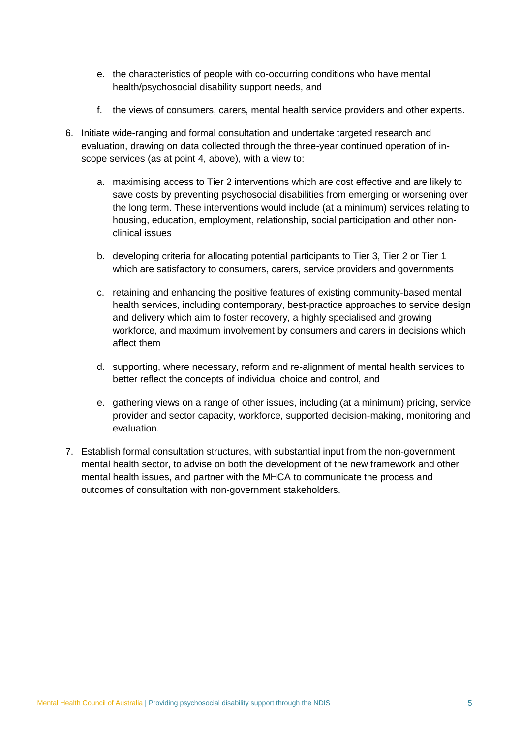e. the characteristics of people with co-occurring conditions who have mental health/psychosocial disability support needs, and

   f. the views of consumers, carers, mental health service providers and other experts.

6. Initiate wide-ranging and formal consultation and undertake targeted research and evaluation, drawing on data collected through the three-year continued operation of in-scope services (as at point 4, above), with a view to:

   a. maximising access to Tier 2 interventions which are cost effective and are likely to save costs by preventing psychosocial disabilities from emerging or worsening over the long term. These interventions would include (at a minimum) services relating to housing, education, employment, relationship, social participation and other non-clinical issues

   b. developing criteria for allocating potential participants to Tier 3, Tier 2 or Tier 1 which are satisfactory to consumers, carers, service providers and governments

   c. retaining and enhancing the positive features of existing community-based mental health services, including contemporary, best-practice approaches to service design and delivery which aim to foster recovery, a highly specialised and growing workforce, and maximum involvement by consumers and carers in decisions which affect them

   d. supporting, where necessary, reform and re-alignment of mental health services to better reflect the concepts of individual choice and control, and

   e. gathering views on a range of other issues, including (at a minimum) pricing, service provider and sector capacity, workforce, supported decision-making, monitoring and evaluation.

7. Establish formal consultation structures, with substantial input from the non-government mental health sector, to advise on both the development of the new framework and other mental health issues, and partner with the MHCA to communicate the process and outcomes of consultation with non-government stakeholders.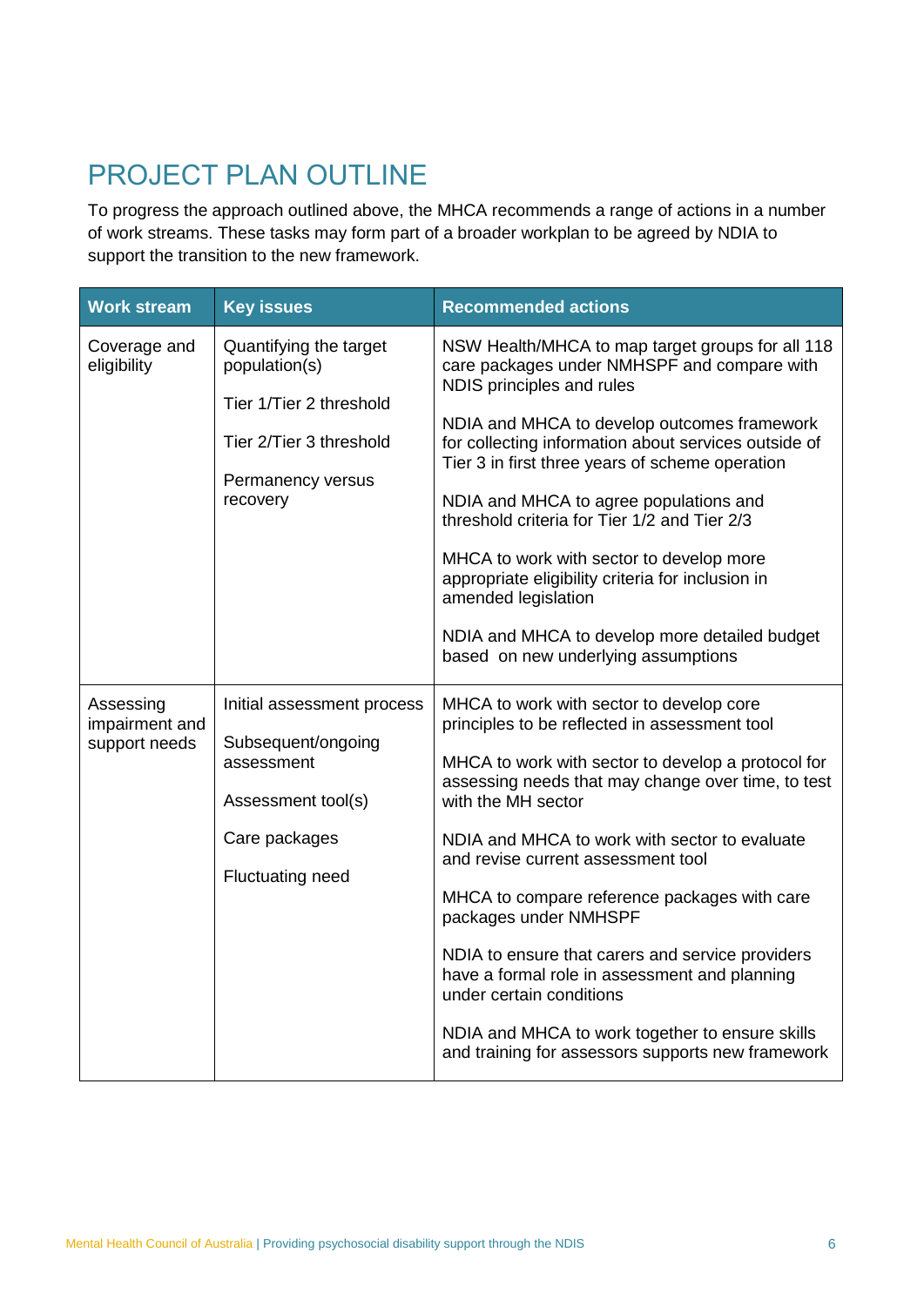# PROJECT PLAN OUTLINE

To progress the approach outlined above, the MHCA recommends a range of actions in a number of work streams. These tasks may form part of a broader workplan to be agreed by NDIA to support the transition to the new framework.

| Work stream | Key issues | Recommended actions |
|---|---|---|
| Coverage and eligibility | Quantifying the target population(s)<br><br>Tier 1/Tier 2 threshold<br><br>Tier 2/Tier 3 threshold<br><br>Permanency versus recovery | NSW Health/MHCA to map target groups for all 118 care packages under NMHSPF and compare with NDIS principles and rules<br><br>NDIA and MHCA to develop outcomes framework for collecting information about services outside of Tier 3 in first three years of scheme operation<br><br>NDIA and MHCA to agree populations and threshold criteria for Tier 1/2 and Tier 2/3<br><br>MHCA to work with sector to develop more appropriate eligibility criteria for inclusion in amended legislation<br><br>NDIA and MHCA to develop more detailed budget based on new underlying assumptions |
| Assessing impairment and support needs | Initial assessment process<br><br>Subsequent/ongoing assessment<br><br>Assessment tool(s)<br><br>Care packages<br><br>Fluctuating need | MHCA to work with sector to develop core principles to be reflected in assessment tool<br><br>MHCA to work with sector to develop a protocol for assessing needs that may change over time, to test with the MH sector<br><br>NDIA and MHCA to work with sector to evaluate and revise current assessment tool<br><br>MHCA to compare reference packages with care packages under NMHSPF<br><br>NDIA to ensure that carers and service providers have a formal role in assessment and planning under certain conditions<br><br>NDIA and MHCA to work together to ensure skills and training for assessors supports new framework |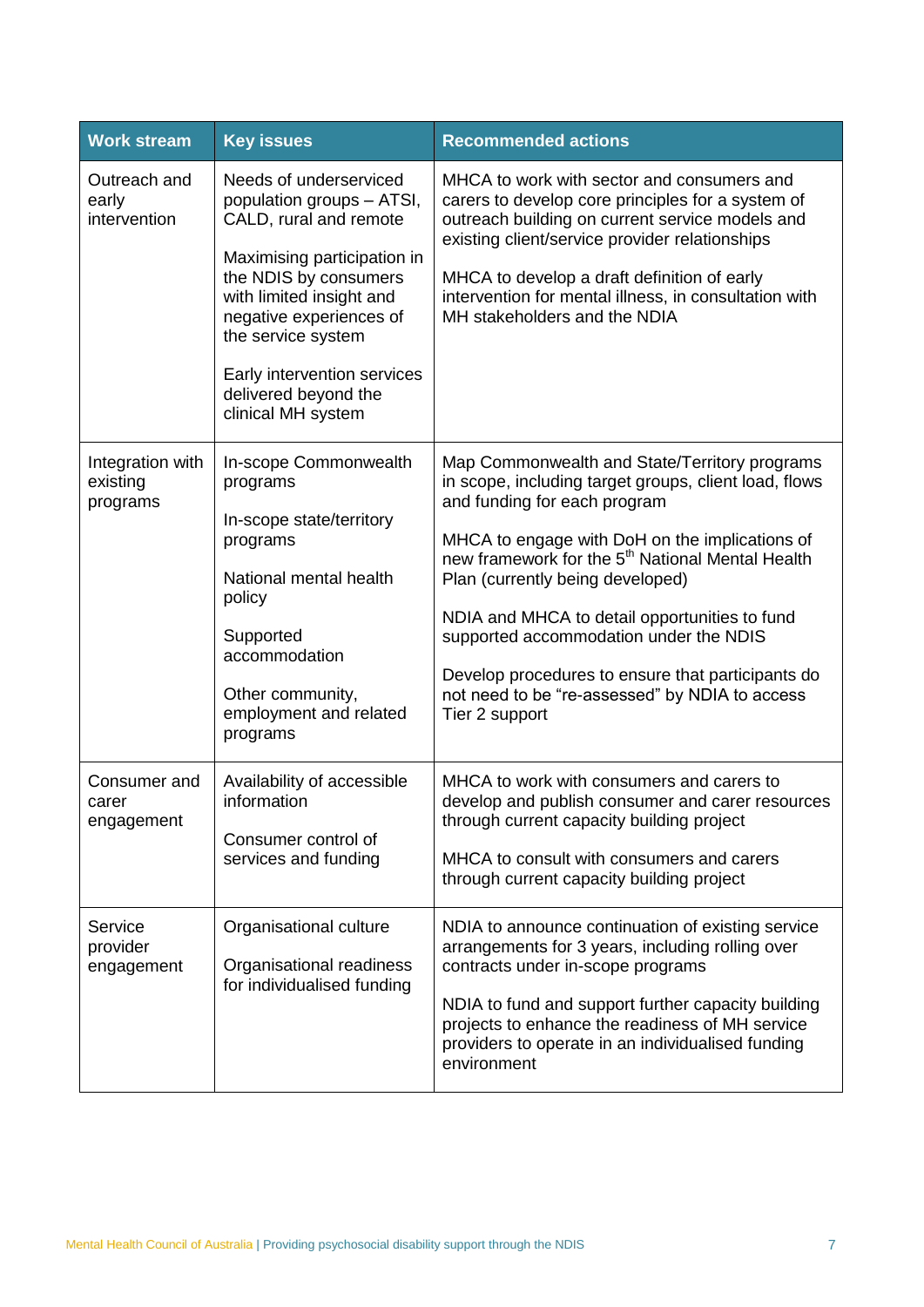| Work stream | Key issues | Recommended actions |
|---|---|---|
| Outreach and early intervention | Needs of underserviced population groups – ATSI, CALD, rural and remote<br><br>Maximising participation in the NDIS by consumers with limited insight and negative experiences of the service system<br><br>Early intervention services delivered beyond the clinical MH system | MHCA to work with sector and consumers and carers to develop core principles for a system of outreach building on current service models and existing client/service provider relationships<br><br>MHCA to develop a draft definition of early intervention for mental illness, in consultation with MH stakeholders and the NDIA |
| Integration with existing programs | In-scope Commonwealth programs<br><br>In-scope state/territory programs<br><br>National mental health policy<br><br>Supported accommodation<br><br>Other community, employment and related programs | Map Commonwealth and State/Territory programs in scope, including target groups, client load, flows and funding for each program<br><br>MHCA to engage with DoH on the implications of new framework for the 5th National Mental Health Plan (currently being developed)<br><br>NDIA and MHCA to detail opportunities to fund supported accommodation under the NDIS<br><br>Develop procedures to ensure that participants do not need to be "re-assessed" by NDIA to access Tier 2 support |
| Consumer and carer engagement | Availability of accessible information<br><br>Consumer control of services and funding | MHCA to work with consumers and carers to develop and publish consumer and carer resources through current capacity building project<br><br>MHCA to consult with consumers and carers through current capacity building project |
| Service provider engagement | Organisational culture<br><br>Organisational readiness for individualised funding | NDIA to announce continuation of existing service arrangements for 3 years, including rolling over contracts under in-scope programs<br><br>NDIA to fund and support further capacity building projects to enhance the readiness of MH service providers to operate in an individualised funding environment |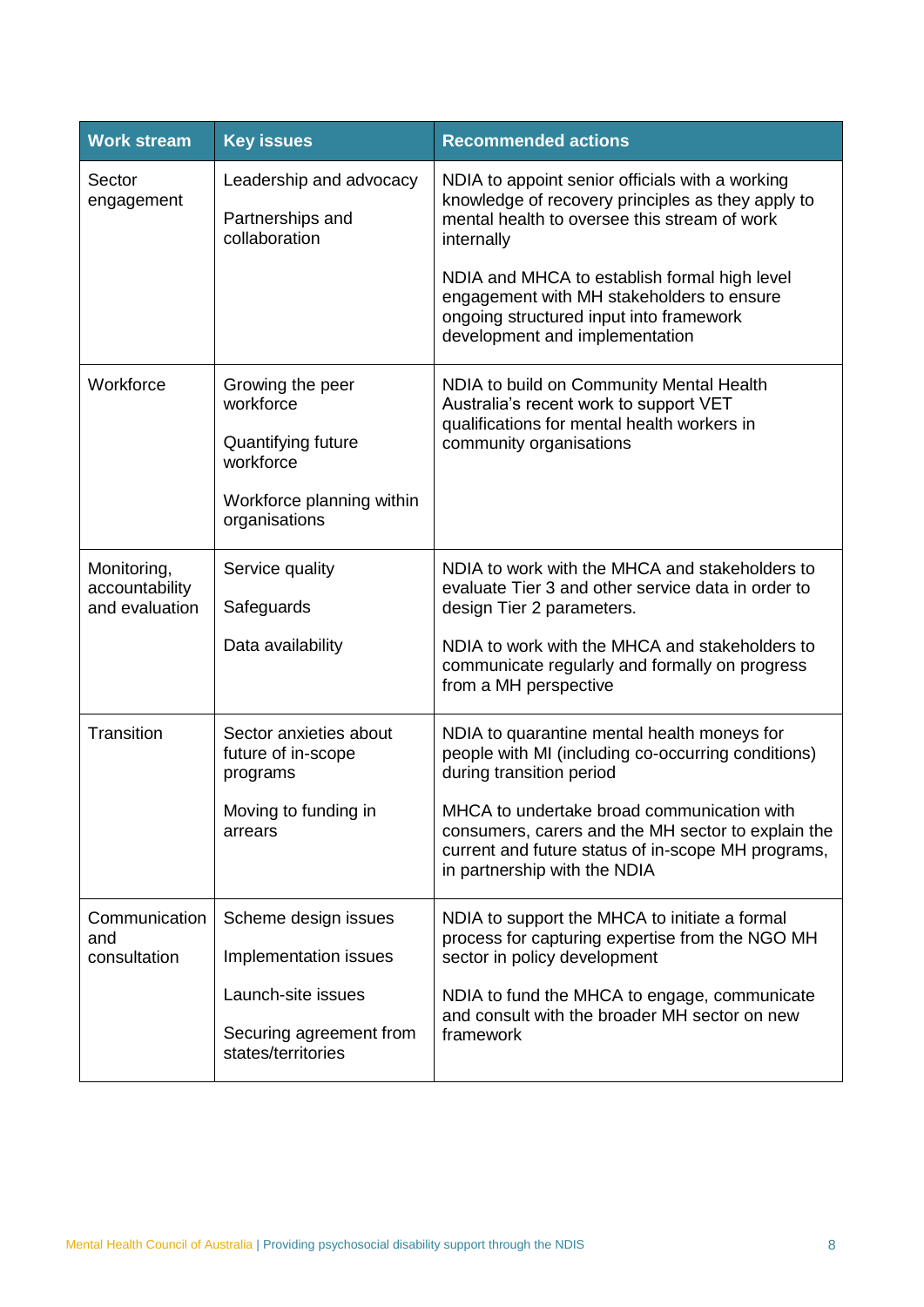| Work stream | Key issues | Recommended actions |
| --- | --- | --- |
| Sector engagement | Leadership and advocacy<br><br>Partnerships and collaboration | NDIA to appoint senior officials with a working knowledge of recovery principles as they apply to mental health to oversee this stream of work internally<br><br>NDIA and MHCA to establish formal high level engagement with MH stakeholders to ensure ongoing structured input into framework development and implementation |
| Workforce | Growing the peer workforce<br><br>Quantifying future workforce<br><br>Workforce planning within organisations | NDIA to build on Community Mental Health Australia's recent work to support VET qualifications for mental health workers in community organisations |
| Monitoring, accountability and evaluation | Service quality<br><br>Safeguards<br><br>Data availability | NDIA to work with the MHCA and stakeholders to evaluate Tier 3 and other service data in order to design Tier 2 parameters.<br><br>NDIA to work with the MHCA and stakeholders to communicate regularly and formally on progress from a MH perspective |
| Transition | Sector anxieties about future of in-scope programs<br><br>Moving to funding in arrears | NDIA to quarantine mental health moneys for people with MI (including co-occurring conditions) during transition period<br><br>MHCA to undertake broad communication with consumers, carers and the MH sector to explain the current and future status of in-scope MH programs, in partnership with the NDIA |
| Communication and consultation | Scheme design issues<br><br>Implementation issues<br><br>Launch-site issues<br><br>Securing agreement from states/territories | NDIA to support the MHCA to initiate a formal process for capturing expertise from the NGO MH sector in policy development<br><br>NDIA to fund the MHCA to engage, communicate and consult with the broader MH sector on new framework |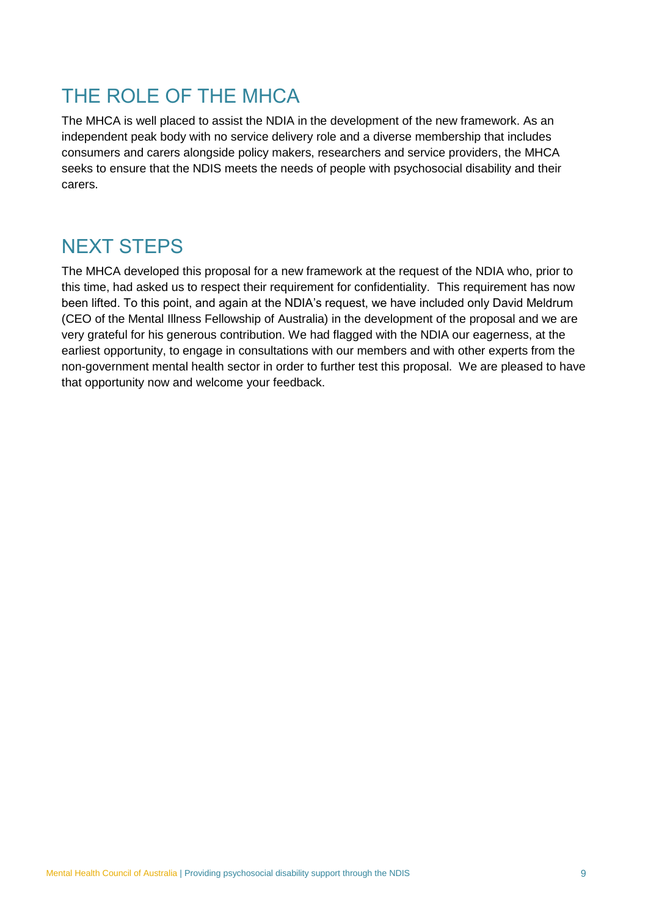## THE ROLE OF THE MHCA

The MHCA is well placed to assist the NDIA in the development of the new framework. As an independent peak body with no service delivery role and a diverse membership that includes consumers and carers alongside policy makers, researchers and service providers, the MHCA seeks to ensure that the NDIS meets the needs of people with psychosocial disability and their carers.

## NEXT STEPS

The MHCA developed this proposal for a new framework at the request of the NDIA who, prior to this time, had asked us to respect their requirement for confidentiality. This requirement has now been lifted. To this point, and again at the NDIA's request, we have included only David Meldrum (CEO of the Mental Illness Fellowship of Australia) in the development of the proposal and we are very grateful for his generous contribution. We had flagged with the NDIA our eagerness, at the earliest opportunity, to engage in consultations with our members and with other experts from the non-government mental health sector in order to further test this proposal. We are pleased to have that opportunity now and welcome your feedback.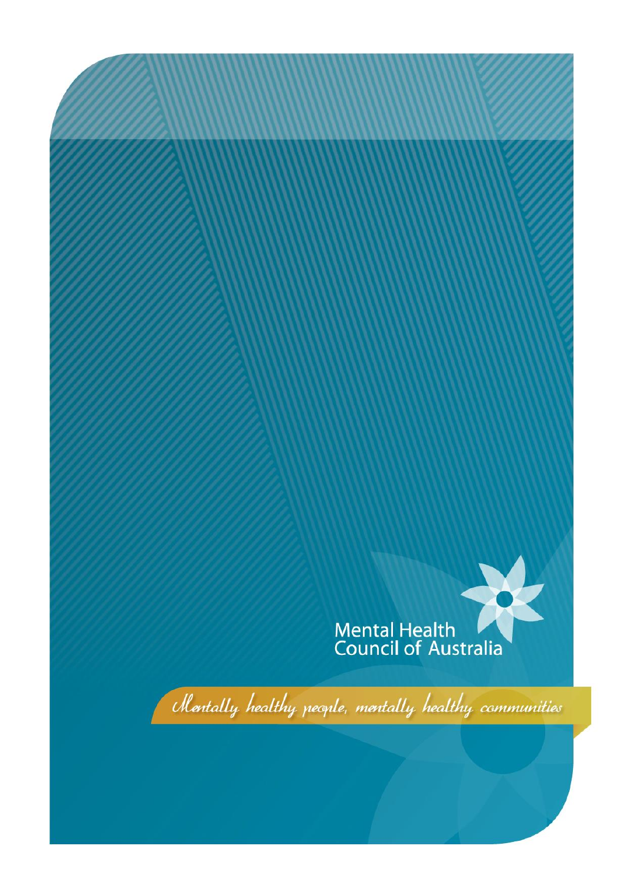Mental Health Council of Australia

*Mentally healthy people, mentally healthy communities*